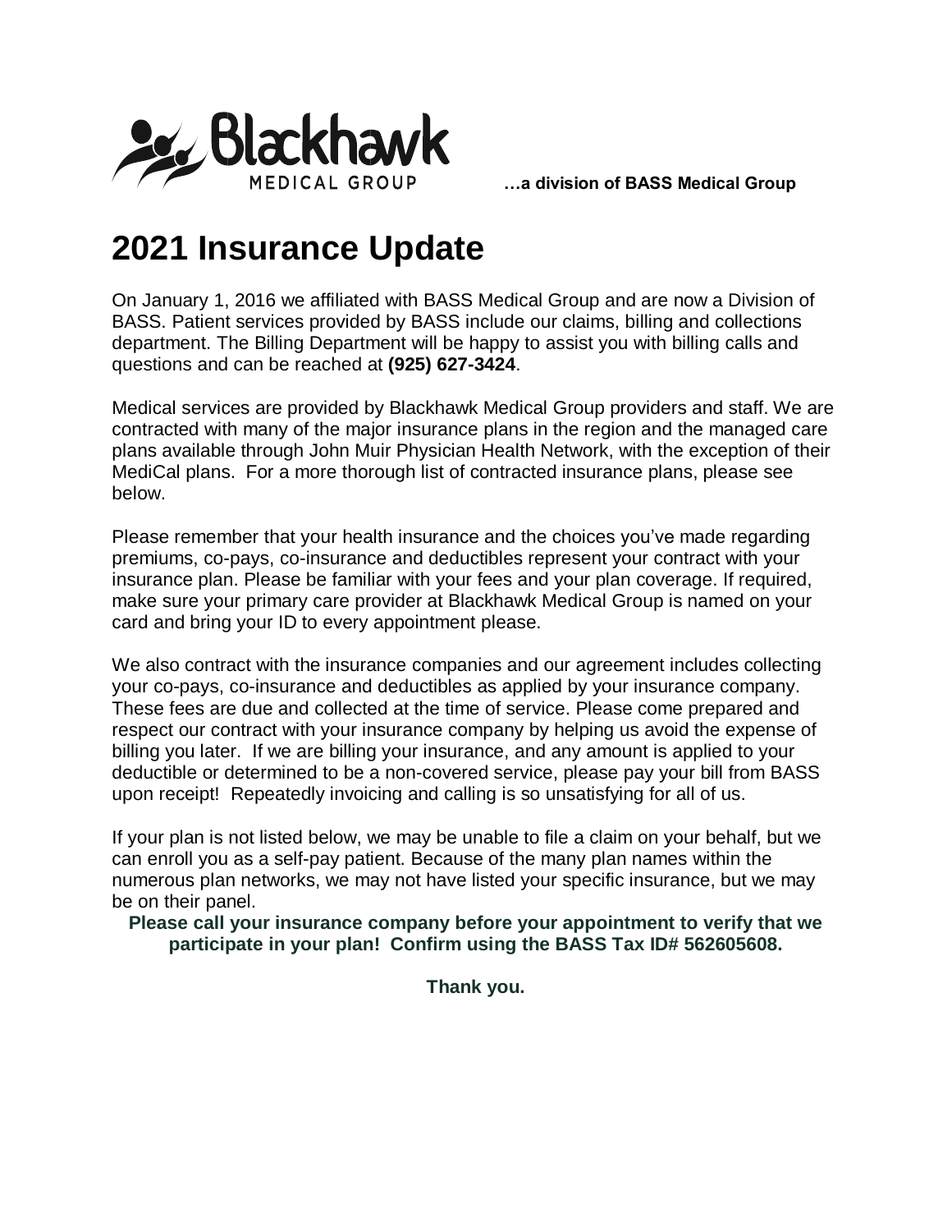Blackhawk MEDICAL GROUP …a division of BASS Medical Group

# 2021 Insurance Update

On January 1, 2016 we affiliated with BASS Medical Group and are now a Division of BASS. Patient services provided by BASS include our claims, billing and collections department. The Billing Department will be happy to assist you with billing calls and questions and can be reached at **(925) 627-3424**.

Medical services are provided by Blackhawk Medical Group providers and staff. We are contracted with many of the major insurance plans in the region and the managed care plans available through John Muir Physician Health Network, with the exception of their MediCal plans. For a more thorough list of contracted insurance plans, please see below.

Please remember that your health insurance and the choices you've made regarding premiums, co-pays, co-insurance and deductibles represent your contract with your insurance plan. Please be familiar with your fees and your plan coverage. If required, make sure your primary care provider at Blackhawk Medical Group is named on your card and bring your ID to every appointment please.

We also contract with the insurance companies and our agreement includes collecting your co-pays, co-insurance and deductibles as applied by your insurance company. These fees are due and collected at the time of service. Please come prepared and respect our contract with your insurance company by helping us avoid the expense of billing you later. If we are billing your insurance, and any amount is applied to your deductible or determined to be a non-covered service, please pay your bill from BASS upon receipt! Repeatedly invoicing and calling is so unsatisfying for all of us.

If your plan is not listed below, we may be unable to file a claim on your behalf, but we can enroll you as a self-pay patient. Because of the many plan names within the numerous plan networks, we may not have listed your specific insurance, but we may be on their panel.

**Please call your insurance company before your appointment to verify that we participate in your plan! Confirm using the BASS Tax ID# 562605608.**

**Thank you.**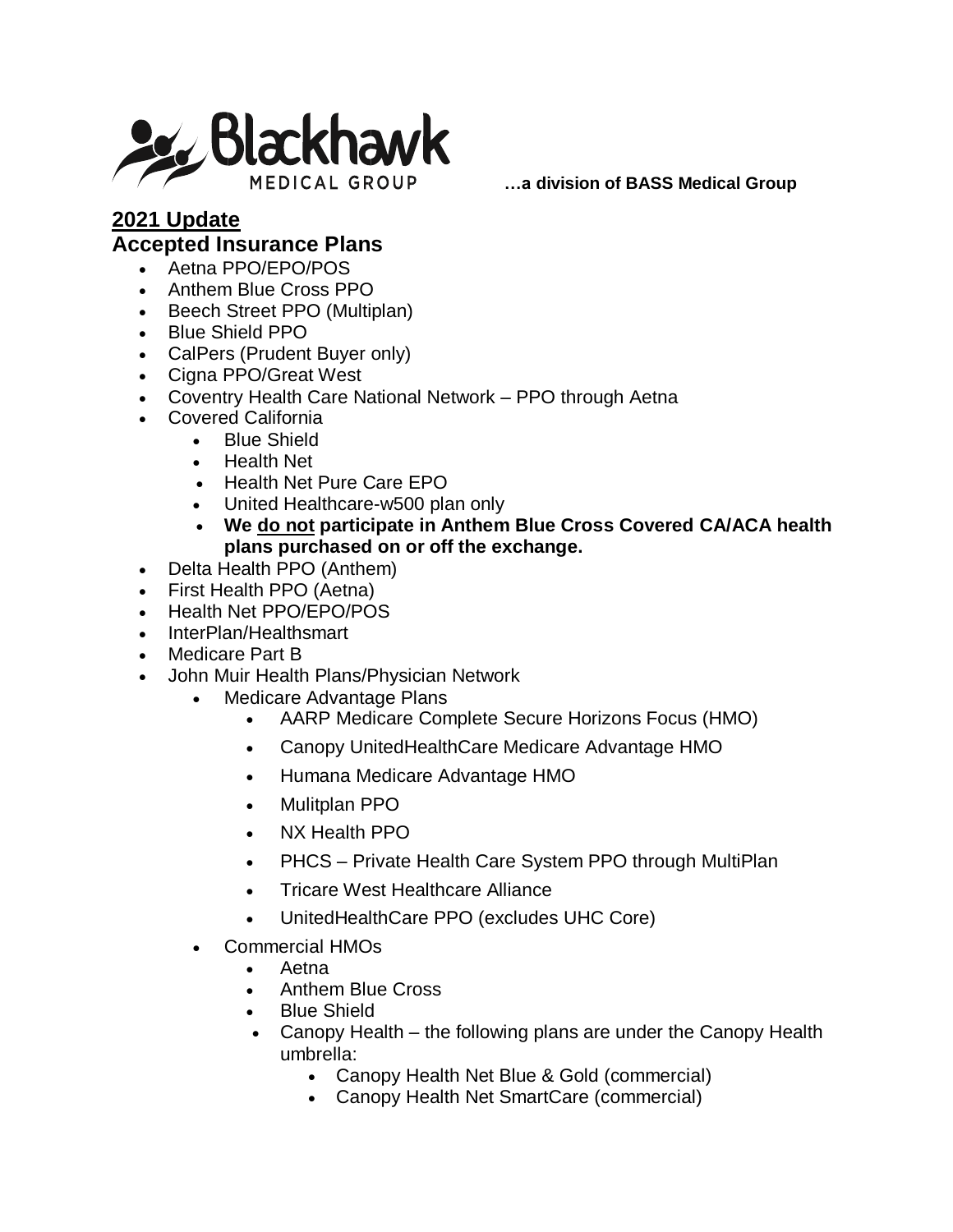**Blackhawk MEDICAL GROUP** **…a division of BASS Medical Group**

## 2021 Update

### Accepted Insurance Plans

- Aetna PPO/EPO/POS
- Anthem Blue Cross PPO
- Beech Street PPO (Multiplan)
- Blue Shield PPO
- CalPers (Prudent Buyer only)
- Cigna PPO/Great West
- Coventry Health Care National Network – PPO through Aetna
- Covered California
  - Blue Shield
  - Health Net
  - Health Net Pure Care EPO
  - United Healthcare-w500 plan only
  - **We do not participate in Anthem Blue Cross Covered CA/ACA health plans purchased on or off the exchange.**
- Delta Health PPO (Anthem)
- First Health PPO (Aetna)
- Health Net PPO/EPO/POS
- InterPlan/Healthsmart
- Medicare Part B
- John Muir Health Plans/Physician Network
  - Medicare Advantage Plans
    - AARP Medicare Complete Secure Horizons Focus (HMO)
    - Canopy UnitedHealthCare Medicare Advantage HMO
    - Humana Medicare Advantage HMO
    - Mulitplan PPO
    - NX Health PPO
    - PHCS – Private Health Care System PPO through MultiPlan
    - Tricare West Healthcare Alliance
    - UnitedHealthCare PPO (excludes UHC Core)
  - Commercial HMOs
    - Aetna
    - Anthem Blue Cross
    - Blue Shield
    - Canopy Health – the following plans are under the Canopy Health umbrella:
      - Canopy Health Net Blue & Gold (commercial)
      - Canopy Health Net SmartCare (commercial)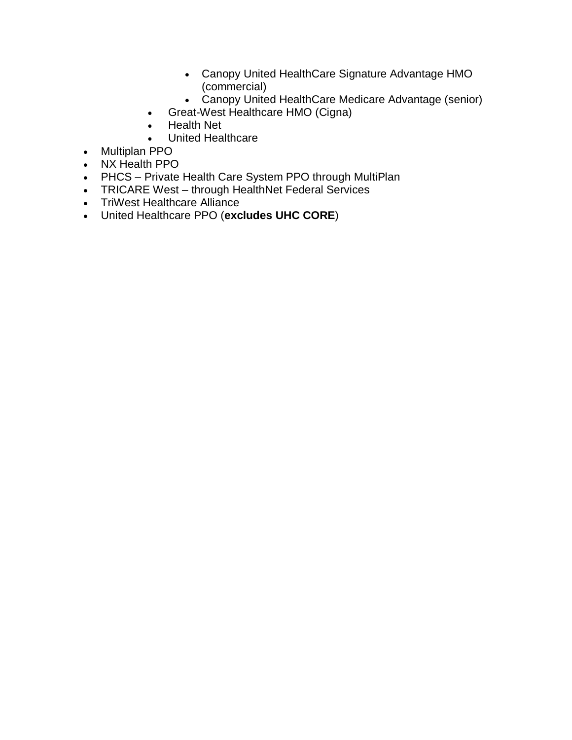- Canopy United HealthCare Signature Advantage HMO (commercial)
        - Canopy United HealthCare Medicare Advantage (senior)
    - Great-West Healthcare HMO (Cigna)
    - Health Net
    - United Healthcare
- Multiplan PPO
- NX Health PPO
- PHCS – Private Health Care System PPO through MultiPlan
- TRICARE West – through HealthNet Federal Services
- TriWest Healthcare Alliance
- United Healthcare PPO (**excludes UHC CORE**)